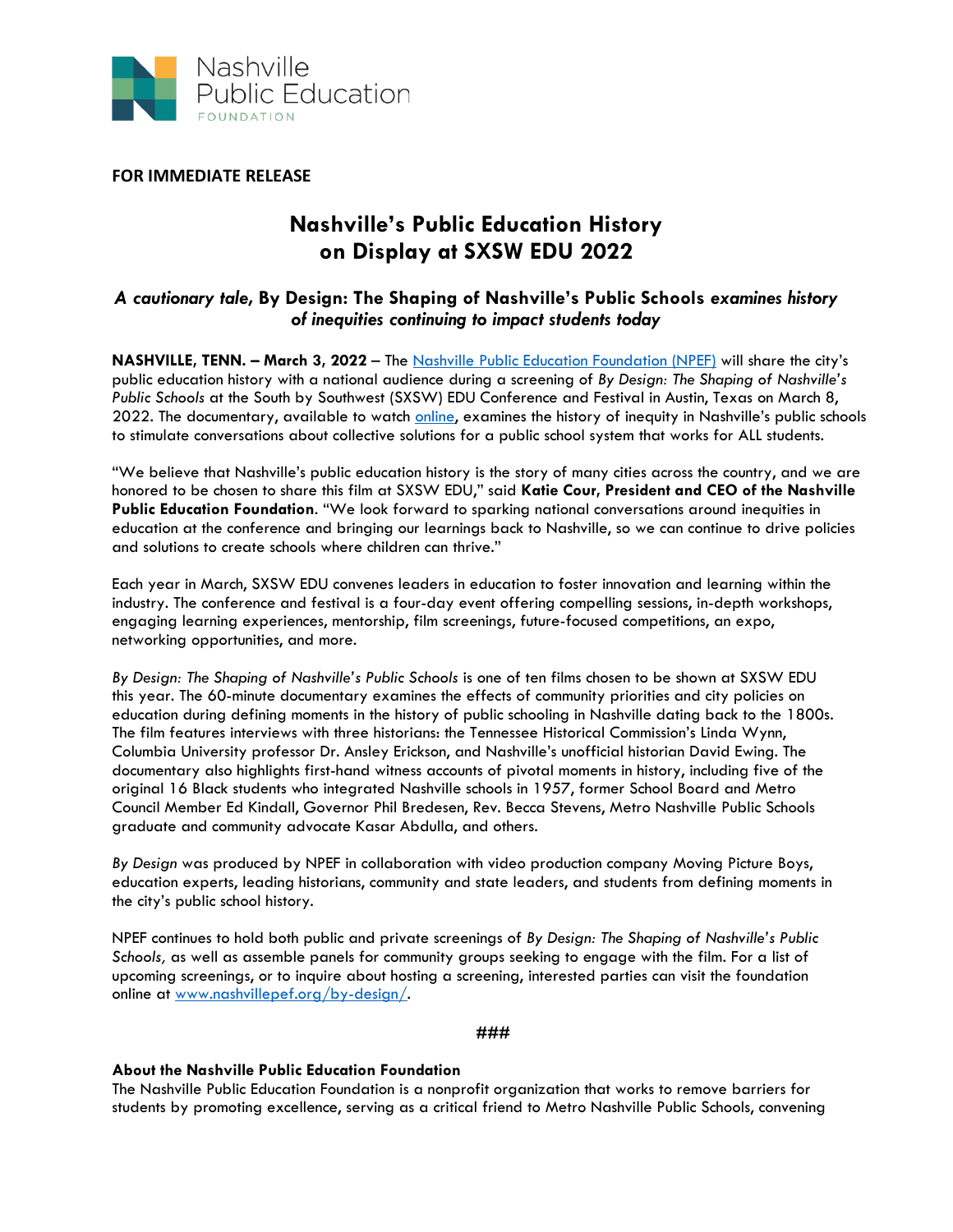Nashville Public Education FOUNDATION

**FOR IMMEDIATE RELEASE**

# Nashville's Public Education History on Display at SXSW EDU 2022

### *A cautionary tale,* By Design: The Shaping of Nashville's Public Schools *examines history of inequities continuing to impact students today*

**NASHVILLE, TENN. – March 3, 2022** – The Nashville Public Education Foundation (NPEF) will share the city's public education history with a national audience during a screening of *By Design: The Shaping of Nashville's Public Schools* at the South by Southwest (SXSW) EDU Conference and Festival in Austin, Texas on March 8, 2022. The documentary, available to watch online, examines the history of inequity in Nashville's public schools to stimulate conversations about collective solutions for a public school system that works for ALL students.

"We believe that Nashville's public education history is the story of many cities across the country, and we are honored to be chosen to share this film at SXSW EDU," said **Katie Cour, President and CEO of the Nashville Public Education Foundation**. "We look forward to sparking national conversations around inequities in education at the conference and bringing our learnings back to Nashville, so we can continue to drive policies and solutions to create schools where children can thrive."

Each year in March, SXSW EDU convenes leaders in education to foster innovation and learning within the industry. The conference and festival is a four-day event offering compelling sessions, in-depth workshops, engaging learning experiences, mentorship, film screenings, future-focused competitions, an expo, networking opportunities, and more.

*By Design: The Shaping of Nashville's Public Schools* is one of ten films chosen to be shown at SXSW EDU this year. The 60-minute documentary examines the effects of community priorities and city policies on education during defining moments in the history of public schooling in Nashville dating back to the 1800s. The film features interviews with three historians: the Tennessee Historical Commission's Linda Wynn, Columbia University professor Dr. Ansley Erickson, and Nashville's unofficial historian David Ewing. The documentary also highlights first-hand witness accounts of pivotal moments in history, including five of the original 16 Black students who integrated Nashville schools in 1957, former School Board and Metro Council Member Ed Kindall, Governor Phil Bredesen, Rev. Becca Stevens, Metro Nashville Public Schools graduate and community advocate Kasar Abdulla, and others.

*By Design* was produced by NPEF in collaboration with video production company Moving Picture Boys, education experts, leading historians, community and state leaders, and students from defining moments in the city's public school history.

NPEF continues to hold both public and private screenings of *By Design: The Shaping of Nashville's Public Schools,* as well as assemble panels for community groups seeking to engage with the film. For a list of upcoming screenings, or to inquire about hosting a screening, interested parties can visit the foundation online at www.nashvillepef.org/by-design/.

###

**About the Nashville Public Education Foundation**

The Nashville Public Education Foundation is a nonprofit organization that works to remove barriers for students by promoting excellence, serving as a critical friend to Metro Nashville Public Schools, convening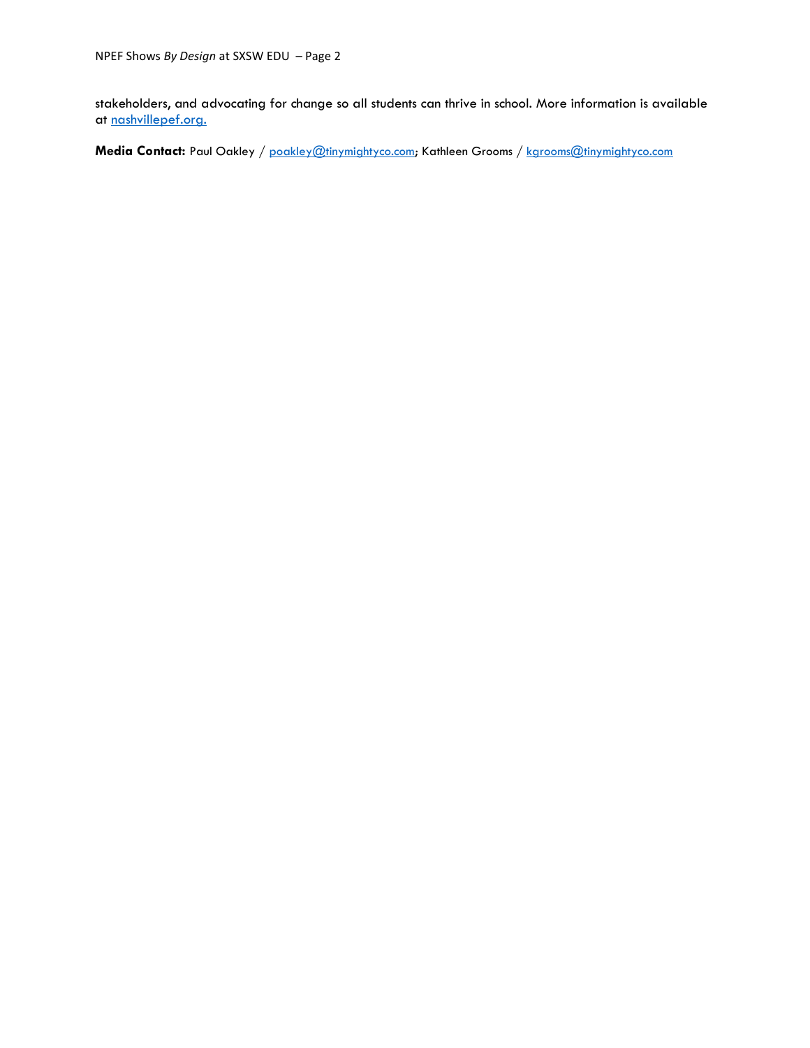stakeholders, and advocating for change so all students can thrive in school. More information is available at [nashvillepef.org.](https://nashvillepef.org)

**Media Contact:** Paul Oakley / [poakley@tinymightyco.com](mailto:poakley@tinymightyco.com); Kathleen Grooms / [kgrooms@tinymightyco.com](mailto:kgrooms@tinymightyco.com)